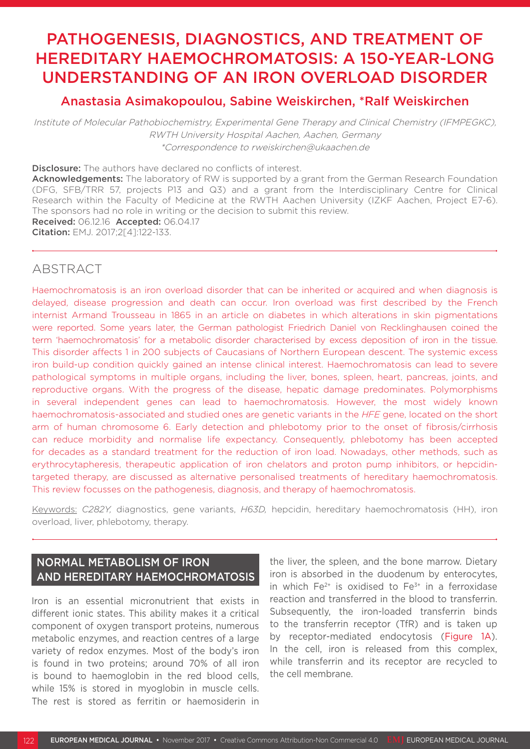# PATHOGENESIS, DIAGNOSTICS, AND TREATMENT OF HEREDITARY HAEMOCHROMATOSIS: A 150-YEAR-LONG UNDERSTANDING OF AN IRON OVERLOAD DISORDER

## Anastasia Asimakopoulou, Sabine Weiskirchen, *Ralf Weiskirchen

*Institute of Molecular Pathobiochemistry, Experimental Gene Therapy and Clinical Chemistry (IFMPEGKC), RWTH University Hospital Aachen, Aachen, Germany*
*\*Correspondence to rweiskirchen@ukaachen.de*

**Disclosure:** The authors have declared no conflicts of interest.
**Acknowledgements:** The laboratory of RW is supported by a grant from the German Research Foundation (DFG, SFB/TRR 57, projects P13 and Q3) and a grant from the Interdisciplinary Centre for Clinical Research within the Faculty of Medicine at the RWTH Aachen University (IZKF Aachen, Project E7-6). The sponsors had no role in writing or the decision to submit this review.
**Received:** 06.12.16 **Accepted:** 06.04.17
**Citation:** EMJ. 2017;2[4]:122-133.

## ABSTRACT

Haemochromatosis is an iron overload disorder that can be inherited or acquired and when diagnosis is delayed, disease progression and death can occur. Iron overload was first described by the French internist Armand Trousseau in 1865 in an article on diabetes in which alterations in skin pigmentations were reported. Some years later, the German pathologist Friedrich Daniel von Recklinghausen coined the term 'haemochromatosis' for a metabolic disorder characterised by excess deposition of iron in the tissue. This disorder affects 1 in 200 subjects of Caucasians of Northern European descent. The systemic excess iron build-up condition quickly gained an intense clinical interest. Haemochromatosis can lead to severe pathological symptoms in multiple organs, including the liver, bones, spleen, heart, pancreas, joints, and reproductive organs. With the progress of the disease, hepatic damage predominates. Polymorphisms in several independent genes can lead to haemochromatosis. However, the most widely known haemochromatosis-associated and studied ones are genetic variants in the *HFE* gene, located on the short arm of human chromosome 6. Early detection and phlebotomy prior to the onset of fibrosis/cirrhosis can reduce morbidity and normalise life expectancy. Consequently, phlebotomy has been accepted for decades as a standard treatment for the reduction of iron load. Nowadays, other methods, such as erythrocytapheresis, therapeutic application of iron chelators and proton pump inhibitors, or hepcidin-targeted therapy, are discussed as alternative personalised treatments of hereditary haemochromatosis. This review focusses on the pathogenesis, diagnosis, and therapy of haemochromatosis.

Keywords: *C282Y,* diagnostics, gene variants, *H63D,* hepcidin, hereditary haemochromatosis (HH), iron overload, liver, phlebotomy, therapy.

## NORMAL METABOLISM OF IRON AND HEREDITARY HAEMOCHROMATOSIS

Iron is an essential micronutrient that exists in different ionic states. This ability makes it a critical component of oxygen transport proteins, numerous metabolic enzymes, and reaction centres of a large variety of redox enzymes. Most of the body's iron is found in two proteins; around 70% of all iron is bound to haemoglobin in the red blood cells, while 15% is stored in myoglobin in muscle cells. The rest is stored as ferritin or haemosiderin in the liver, the spleen, and the bone marrow. Dietary iron is absorbed in the duodenum by enterocytes, in which $Fe^{2+}$ is oxidised to $Fe^{3+}$ in a ferroxidase reaction and transferred in the blood to transferrin. Subsequently, the iron-loaded transferrin binds to the transferrin receptor (TfR) and is taken up by receptor-mediated endocytosis (Figure 1A). In the cell, iron is released from this complex, while transferrin and its receptor are recycled to the cell membrane.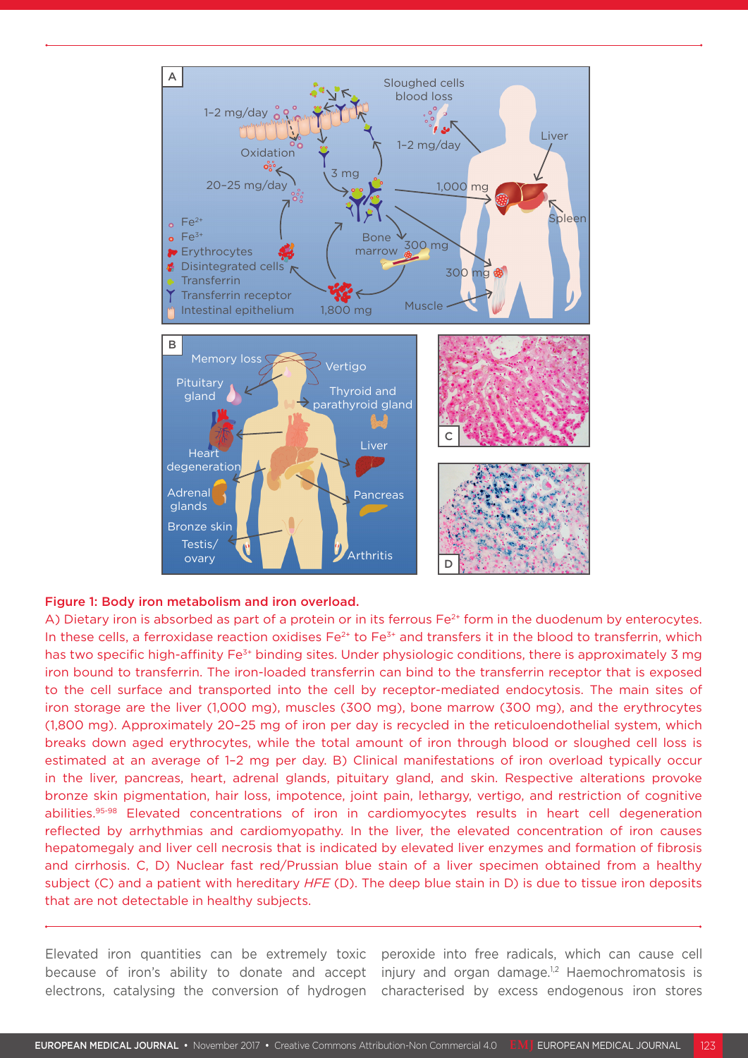**Figure 1: Body iron metabolism and iron overload.**

A) Dietary iron is absorbed as part of a protein or in its ferrous $Fe^{2+}$ form in the duodenum by enterocytes. In these cells, a ferroxidase reaction oxidises $Fe^{2+}$ to $Fe^{3+}$ and transfers it in the blood to transferrin, which has two specific high-affinity $Fe^{3+}$ binding sites. Under physiologic conditions, there is approximately 3 mg iron bound to transferrin. The iron-loaded transferrin can bind to the transferrin receptor that is exposed to the cell surface and transported into the cell by receptor-mediated endocytosis. The main sites of iron storage are the liver (1,000 mg), muscles (300 mg), bone marrow (300 mg), and the erythrocytes (1,800 mg). Approximately 20–25 mg of iron per day is recycled in the reticuloendothelial system, which breaks down aged erythrocytes, while the total amount of iron through blood or sloughed cell loss is estimated at an average of 1–2 mg per day. B) Clinical manifestations of iron overload typically occur in the liver, pancreas, heart, adrenal glands, pituitary gland, and skin. Respective alterations provoke bronze skin pigmentation, hair loss, impotence, joint pain, lethargy, vertigo, and restriction of cognitive abilities.[95-98] Elevated concentrations of iron in cardiomyocytes results in heart cell degeneration reflected by arrhythmias and cardiomyopathy. In the liver, the elevated concentration of iron causes hepatomegaly and liver cell necrosis that is indicated by elevated liver enzymes and formation of fibrosis and cirrhosis. C, D) Nuclear fast red/Prussian blue stain of a liver specimen obtained from a healthy subject (C) and a patient with hereditary *HFE* (D). The deep blue stain in D) is due to tissue iron deposits that are not detectable in healthy subjects.

Elevated iron quantities can be extremely toxic because of iron's ability to donate and accept electrons, catalysing the conversion of hydrogen peroxide into free radicals, which can cause cell injury and organ damage.[1,2] Haemochromatosis is characterised by excess endogenous iron stores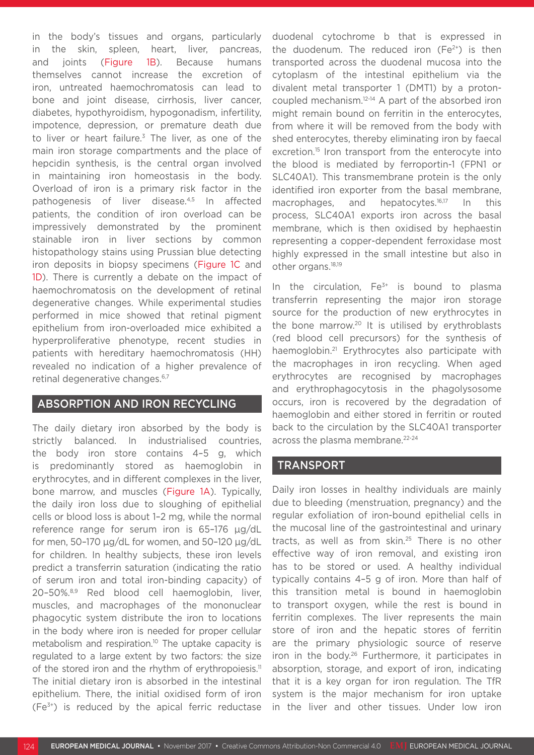in the body's tissues and organs, particularly in the skin, spleen, heart, liver, pancreas, and joints (Figure 1B). Because humans themselves cannot increase the excretion of iron, untreated haemochromatosis can lead to bone and joint disease, cirrhosis, liver cancer, diabetes, hypothyroidism, hypogonadism, infertility, impotence, depression, or premature death due to liver or heart failure.[3] The liver, as one of the main iron storage compartments and the place of hepcidin synthesis, is the central organ involved in maintaining iron homeostasis in the body. Overload of iron is a primary risk factor in the pathogenesis of liver disease.[4,5] In affected patients, the condition of iron overload can be impressively demonstrated by the prominent stainable iron in liver sections by common histopathology stains using Prussian blue detecting iron deposits in biopsy specimens (Figure 1C and 1D). There is currently a debate on the impact of haemochromatosis on the development of retinal degenerative changes. While experimental studies performed in mice showed that retinal pigment epithelium from iron-overloaded mice exhibited a hyperproliferative phenotype, recent studies in patients with hereditary haemochromatosis (HH) revealed no indication of a higher prevalence of retinal degenerative changes.[6,7]

## ABSORPTION AND IRON RECYCLING

The daily dietary iron absorbed by the body is strictly balanced. In industrialised countries, the body iron store contains 4–5 g, which is predominantly stored as haemoglobin in erythrocytes, and in different complexes in the liver, bone marrow, and muscles (Figure 1A). Typically, the daily iron loss due to sloughing of epithelial cells or blood loss is about 1–2 mg, while the normal reference range for serum iron is 65–176 µg/dL for men, 50–170 µg/dL for women, and 50–120 µg/dL for children. In healthy subjects, these iron levels predict a transferrin saturation (indicating the ratio of serum iron and total iron-binding capacity) of 20–50%.[8,9] Red blood cell haemoglobin, liver, muscles, and macrophages of the mononuclear phagocytic system distribute the iron to locations in the body where iron is needed for proper cellular metabolism and respiration.[10] The uptake capacity is regulated to a large extent by two factors: the size of the stored iron and the rhythm of erythropoiesis.[11] The initial dietary iron is absorbed in the intestinal epithelium. There, the initial oxidised form of iron ($Fe^{3+}$) is reduced by the apical ferric reductase duodenal cytochrome b that is expressed in the duodenum. The reduced iron ($Fe^{2+}$) is then transported across the duodenal mucosa into the cytoplasm of the intestinal epithelium via the divalent metal transporter 1 (DMT1) by a proton-coupled mechanism.[12-14] A part of the absorbed iron might remain bound on ferritin in the enterocytes, from where it will be removed from the body with shed enterocytes, thereby eliminating iron by faecal excretion.[15] Iron transport from the enterocyte into the blood is mediated by ferroportin-1 (FPN1 or SLC40A1). This transmembrane protein is the only identified iron exporter from the basal membrane, macrophages, and hepatocytes.[16,17] In this process, SLC40A1 exports iron across the basal membrane, which is then oxidised by hephaestin representing a copper-dependent ferroxidase most highly expressed in the small intestine but also in other organs.[18,19]

In the circulation, $Fe^{3+}$ is bound to plasma transferrin representing the major iron storage source for the production of new erythrocytes in the bone marrow.[20] It is utilised by erythroblasts (red blood cell precursors) for the synthesis of haemoglobin.[21] Erythrocytes also participate with the macrophages in iron recycling. When aged erythrocytes are recognised by macrophages and erythrophagocytosis in the phagolysosome occurs, iron is recovered by the degradation of haemoglobin and either stored in ferritin or routed back to the circulation by the SLC40A1 transporter across the plasma membrane.[22-24]

## TRANSPORT

Daily iron losses in healthy individuals are mainly due to bleeding (menstruation, pregnancy) and the regular exfoliation of iron-bound epithelial cells in the mucosal line of the gastrointestinal and urinary tracts, as well as from skin.[25] There is no other effective way of iron removal, and existing iron has to be stored or used. A healthy individual typically contains 4–5 g of iron. More than half of this transition metal is bound in haemoglobin to transport oxygen, while the rest is bound in ferritin complexes. The liver represents the main store of iron and the hepatic stores of ferritin are the primary physiologic source of reserve iron in the body.[26] Furthermore, it participates in absorption, storage, and export of iron, indicating that it is a key organ for iron regulation. The TfR system is the major mechanism for iron uptake in the liver and other tissues. Under low iron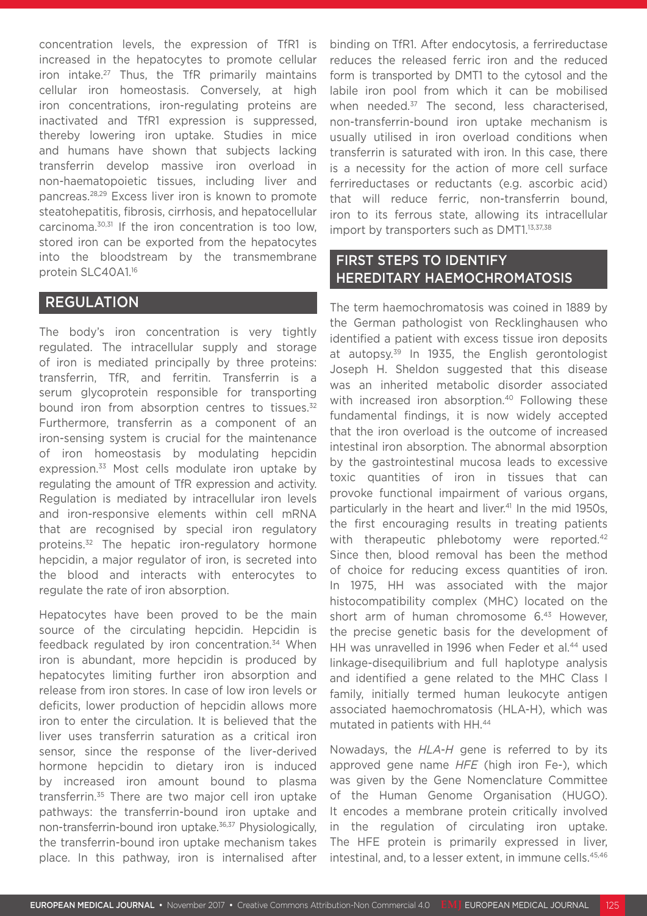concentration levels, the expression of TfR1 is increased in the hepatocytes to promote cellular iron intake.[27] Thus, the TfR primarily maintains cellular iron homeostasis. Conversely, at high iron concentrations, iron-regulating proteins are inactivated and TfR1 expression is suppressed, thereby lowering iron uptake. Studies in mice and humans have shown that subjects lacking transferrin develop massive iron overload in non-haematopoietic tissues, including liver and pancreas.[28,29] Excess liver iron is known to promote steatohepatitis, fibrosis, cirrhosis, and hepatocellular carcinoma.[30,31] If the iron concentration is too low, stored iron can be exported from the hepatocytes into the bloodstream by the transmembrane protein SLC40A1.[16]

## REGULATION

The body's iron concentration is very tightly regulated. The intracellular supply and storage of iron is mediated principally by three proteins: transferrin, TfR, and ferritin. Transferrin is a serum glycoprotein responsible for transporting bound iron from absorption centres to tissues.[32] Furthermore, transferrin as a component of an iron-sensing system is crucial for the maintenance of iron homeostasis by modulating hepcidin expression.[33] Most cells modulate iron uptake by regulating the amount of TfR expression and activity. Regulation is mediated by intracellular iron levels and iron-responsive elements within cell mRNA that are recognised by special iron regulatory proteins.[32] The hepatic iron-regulatory hormone hepcidin, a major regulator of iron, is secreted into the blood and interacts with enterocytes to regulate the rate of iron absorption.

Hepatocytes have been proved to be the main source of the circulating hepcidin. Hepcidin is feedback regulated by iron concentration.[34] When iron is abundant, more hepcidin is produced by hepatocytes limiting further iron absorption and release from iron stores. In case of low iron levels or deficits, lower production of hepcidin allows more iron to enter the circulation. It is believed that the liver uses transferrin saturation as a critical iron sensor, since the response of the liver-derived hormone hepcidin to dietary iron is induced by increased iron amount bound to plasma transferrin.[35] There are two major cell iron uptake pathways: the transferrin-bound iron uptake and non-transferrin-bound iron uptake.[36,37] Physiologically, the transferrin-bound iron uptake mechanism takes place. In this pathway, iron is internalised after binding on TfR1. After endocytosis, a ferrireductase reduces the released ferric iron and the reduced form is transported by DMT1 to the cytosol and the labile iron pool from which it can be mobilised when needed.[37] The second, less characterised, non-transferrin-bound iron uptake mechanism is usually utilised in iron overload conditions when transferrin is saturated with iron. In this case, there is a necessity for the action of more cell surface ferrireductases or reductants (e.g. ascorbic acid) that will reduce ferric, non-transferrin bound, iron to its ferrous state, allowing its intracellular import by transporters such as DMT1.[13,37,38]

## FIRST STEPS TO IDENTIFY HEREDITARY HAEMOCHROMATOSIS

The term haemochromatosis was coined in 1889 by the German pathologist von Recklinghausen who identified a patient with excess tissue iron deposits at autopsy.[39] In 1935, the English gerontologist Joseph H. Sheldon suggested that this disease was an inherited metabolic disorder associated with increased iron absorption.[40] Following these fundamental findings, it is now widely accepted that the iron overload is the outcome of increased intestinal iron absorption. The abnormal absorption by the gastrointestinal mucosa leads to excessive toxic quantities of iron in tissues that can provoke functional impairment of various organs, particularly in the heart and liver.[41] In the mid 1950s, the first encouraging results in treating patients with therapeutic phlebotomy were reported.[42] Since then, blood removal has been the method of choice for reducing excess quantities of iron. In 1975, HH was associated with the major histocompatibility complex (MHC) located on the short arm of human chromosome 6.[43] However, the precise genetic basis for the development of HH was unravelled in 1996 when Feder et al.[44] used linkage-disequilibrium and full haplotype analysis and identified a gene related to the MHC Class I family, initially termed human leukocyte antigen associated haemochromatosis (HLA-H), which was mutated in patients with HH.[44]

Nowadays, the *HLA-H* gene is referred to by its approved gene name *HFE* (high iron Fe-), which was given by the Gene Nomenclature Committee of the Human Genome Organisation (HUGO). It encodes a membrane protein critically involved in the regulation of circulating iron uptake. The HFE protein is primarily expressed in liver, intestinal, and, to a lesser extent, in immune cells.[45,46]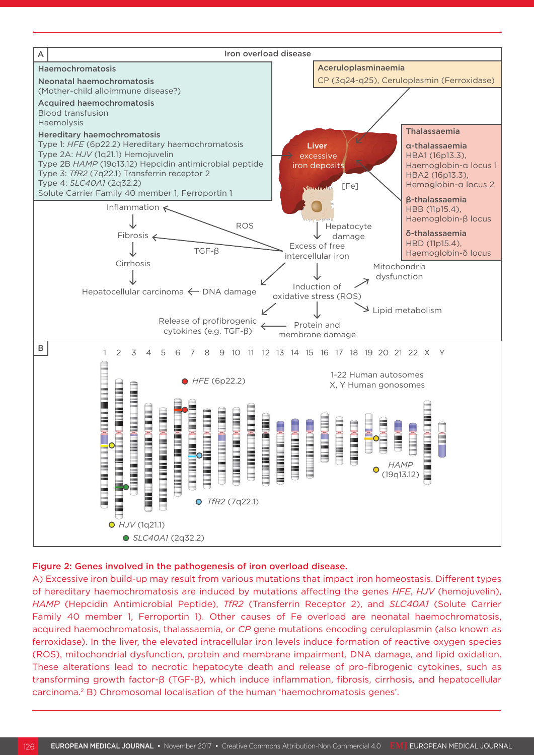**A — Iron overload disease**

**Haemochromatosis**

**Neonatal haemochromatosis**
(Mother-child alloimmune disease?)

**Acquired haemochromatosis**
Blood transfusion
Haemolysis

**Hereditary haemochromatosis**
Type 1: *HFE* (6p22.2) Hereditary haemochromatosis
Type 2A: *HJV* (1q21.1) Hemojuvelin
Type 2B *HAMP* (19q13.12) Hepcidin antimicrobial peptide
Type 3: *TfR2* (7q22.1) Transferrin receptor 2
Type 4: *SLC40A1* (2q32.2)
Solute Carrier Family 40 member 1, Ferroportin 1

**Aceruloplasminaemia**
CP (3q24-q25), Ceruloplasmin (Ferroxidase)

**Thalassaemia**

**α-thalassaemia**
HBA1 (16p13.3), Haemoglobin-α locus 1
HBA2 (16p13.3), Hemoglobin-α locus 2

**β-thalassaemia**
HBB (11p15.4), Haemoglobin-β locus

**δ-thalassaemia**
HBD (11p15.4), Haemoglobin-δ locus

Liver excessive iron deposits

[Fe]

Hepatocyte damage

Excess of free intercellular iron

ROS

TGF-β

Inflammation → Fibrosis → Cirrhosis → Hepatocellular carcinoma ← DNA damage

Induction of oxidative stress (ROS)

Mitochondria dysfunction

Lipid metabolism

Protein and membrane damage

Release of profibrogenic cytokines (e.g. TGF-β)

**B**

1 2 3 4 5 6 7 8 9 10 11 12 13 14 15 16 17 18 19 20 21 22 X Y

1-22 Human autosomes
X, Y Human gonosomes

*HFE* (6p22.2)
*TfR2* (7q22.1)
*HAMP* (19q13.12)
*HJV* (1q21.1)
*SLC40A1* (2q32.2)

**Figure 2: Genes involved in the pathogenesis of iron overload disease.**
A) Excessive iron build-up may result from various mutations that impact iron homeostasis. Different types of hereditary haemochromatosis are induced by mutations affecting the genes *HFE*, *HJV* (hemojuvelin), *HAMP* (Hepcidin Antimicrobial Peptide), *TfR2* (Transferrin Receptor 2), and *SLC40A1* (Solute Carrier Family 40 member 1, Ferroportin 1). Other causes of Fe overload are neonatal haemochromatosis, acquired haemochromatosis, thalassaemia, or *CP* gene mutations encoding ceruloplasmin (also known as ferroxidase). In the liver, the elevated intracellular iron levels induce formation of reactive oxygen species (ROS), mitochondrial dysfunction, protein and membrane impairment, DNA damage, and lipid oxidation. These alterations lead to necrotic hepatocyte death and release of pro-fibrogenic cytokines, such as transforming growth factor-β (TGF-β), which induce inflammation, fibrosis, cirrhosis, and hepatocellular carcinoma.[2] B) Chromosomal localisation of the human 'haemochromatosis genes'.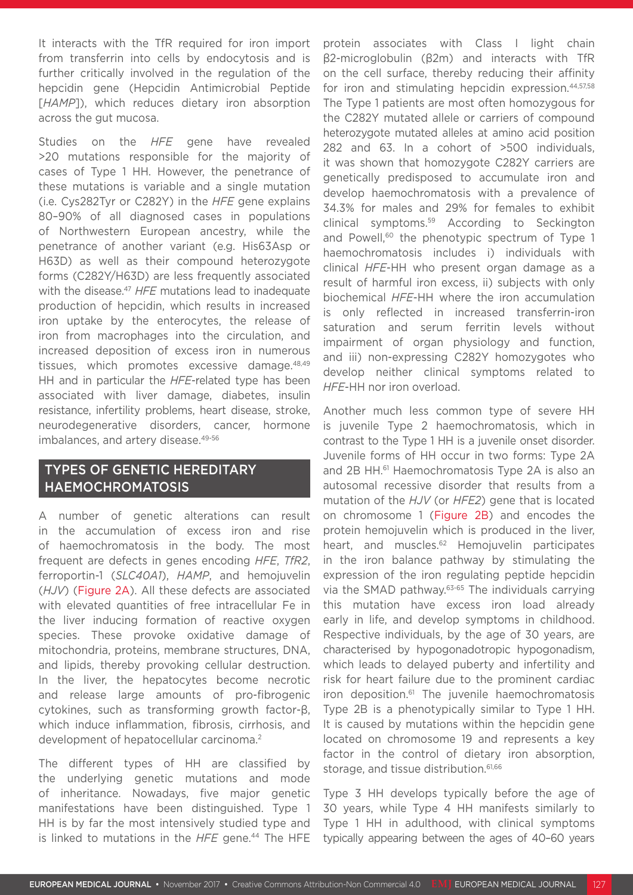It interacts with the TfR required for iron import from transferrin into cells by endocytosis and is further critically involved in the regulation of the hepcidin gene (Hepcidin Antimicrobial Peptide [*HAMP*]), which reduces dietary iron absorption across the gut mucosa.

Studies on the *HFE* gene have revealed >20 mutations responsible for the majority of cases of Type 1 HH. However, the penetrance of these mutations is variable and a single mutation (i.e. Cys282Tyr or C282Y) in the *HFE* gene explains 80–90% of all diagnosed cases in populations of Northwestern European ancestry, while the penetrance of another variant (e.g. His63Asp or H63D) as well as their compound heterozygote forms (C282Y/H63D) are less frequently associated with the disease.[47] *HFE* mutations lead to inadequate production of hepcidin, which results in increased iron uptake by the enterocytes, the release of iron from macrophages into the circulation, and increased deposition of excess iron in numerous tissues, which promotes excessive damage.[48,49] HH and in particular the *HFE*-related type has been associated with liver damage, diabetes, insulin resistance, infertility problems, heart disease, stroke, neurodegenerative disorders, cancer, hormone imbalances, and artery disease.[49-56]

## TYPES OF GENETIC HEREDITARY HAEMOCHROMATOSIS

A number of genetic alterations can result in the accumulation of excess iron and rise of haemochromatosis in the body. The most frequent are defects in genes encoding *HFE*, *TfR2*, ferroportin-1 (*SLC40A1*), *HAMP*, and hemojuvelin (*HJV*) (Figure 2A). All these defects are associated with elevated quantities of free intracellular Fe in the liver inducing formation of reactive oxygen species. These provoke oxidative damage of mitochondria, proteins, membrane structures, DNA, and lipids, thereby provoking cellular destruction. In the liver, the hepatocytes become necrotic and release large amounts of pro-fibrogenic cytokines, such as transforming growth factor-β, which induce inflammation, fibrosis, cirrhosis, and development of hepatocellular carcinoma.[2]

The different types of HH are classified by the underlying genetic mutations and mode of inheritance. Nowadays, five major genetic manifestations have been distinguished. Type 1 HH is by far the most intensively studied type and is linked to mutations in the *HFE* gene.[44] The HFE protein associates with Class I light chain β2-microglobulin (β2m) and interacts with TfR on the cell surface, thereby reducing their affinity for iron and stimulating hepcidin expression.[44,57,58] The Type 1 patients are most often homozygous for the C282Y mutated allele or carriers of compound heterozygote mutated alleles at amino acid position 282 and 63. In a cohort of >500 individuals, it was shown that homozygote C282Y carriers are genetically predisposed to accumulate iron and develop haemochromatosis with a prevalence of 34.3% for males and 29% for females to exhibit clinical symptoms.[59] According to Seckington and Powell,[60] the phenotypic spectrum of Type 1 haemochromatosis includes i) individuals with clinical *HFE*-HH who present organ damage as a result of harmful iron excess, ii) subjects with only biochemical *HFE*-HH where the iron accumulation is only reflected in increased transferrin-iron saturation and serum ferritin levels without impairment of organ physiology and function, and iii) non-expressing C282Y homozygotes who develop neither clinical symptoms related to *HFE*-HH nor iron overload.

Another much less common type of severe HH is juvenile Type 2 haemochromatosis, which in contrast to the Type 1 HH is a juvenile onset disorder. Juvenile forms of HH occur in two forms: Type 2A and 2B HH.[61] Haemochromatosis Type 2A is also an autosomal recessive disorder that results from a mutation of the *HJV* (or *HFE2*) gene that is located on chromosome 1 (Figure 2B) and encodes the protein hemojuvelin which is produced in the liver, heart, and muscles.[62] Hemojuvelin participates in the iron balance pathway by stimulating the expression of the iron regulating peptide hepcidin via the SMAD pathway.[63-65] The individuals carrying this mutation have excess iron load already early in life, and develop symptoms in childhood. Respective individuals, by the age of 30 years, are characterised by hypogonadotropic hypogonadism, which leads to delayed puberty and infertility and risk for heart failure due to the prominent cardiac iron deposition.[61] The juvenile haemochromatosis Type 2B is a phenotypically similar to Type 1 HH. It is caused by mutations within the hepcidin gene located on chromosome 19 and represents a key factor in the control of dietary iron absorption, storage, and tissue distribution.[61,66]

Type 3 HH develops typically before the age of 30 years, while Type 4 HH manifests similarly to Type 1 HH in adulthood, with clinical symptoms typically appearing between the ages of 40–60 years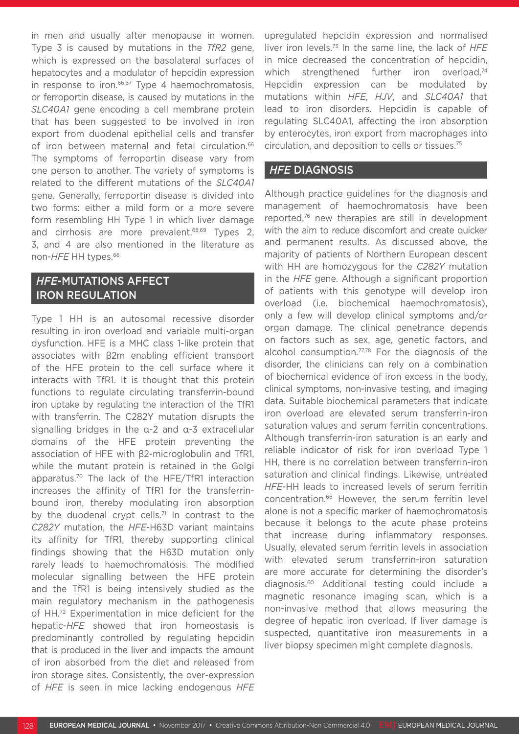in men and usually after menopause in women. Type 3 is caused by mutations in the *TfR2* gene, which is expressed on the basolateral surfaces of hepatocytes and a modulator of hepcidin expression in response to iron.[66,67] Type 4 haemochromatosis, or ferroportin disease, is caused by mutations in the *SLC40A1* gene encoding a cell membrane protein that has been suggested to be involved in iron export from duodenal epithelial cells and transfer of iron between maternal and fetal circulation.[66] The symptoms of ferroportin disease vary from one person to another. The variety of symptoms is related to the different mutations of the *SLC40A1* gene. Generally, ferroportin disease is divided into two forms: either a mild form or a more severe form resembling HH Type 1 in which liver damage and cirrhosis are more prevalent.[68,69] Types 2, 3, and 4 are also mentioned in the literature as non-*HFE* HH types.[66]

## *HFE*-MUTATIONS AFFECT IRON REGULATION

Type 1 HH is an autosomal recessive disorder resulting in iron overload and variable multi-organ dysfunction. HFE is a MHC class 1-like protein that associates with β2m enabling efficient transport of the HFE protein to the cell surface where it interacts with TfR1. It is thought that this protein functions to regulate circulating transferrin-bound iron uptake by regulating the interaction of the TfR1 with transferrin. The C282Y mutation disrupts the signalling bridges in the α-2 and α-3 extracellular domains of the HFE protein preventing the association of HFE with β2-microglobulin and TfR1, while the mutant protein is retained in the Golgi apparatus.[70] The lack of the HFE/TfR1 interaction increases the affinity of TfR1 for the transferrin-bound iron, thereby modulating iron absorption by the duodenal crypt cells.[71] In contrast to the *C282Y* mutation, the *HFE*-H63D variant maintains its affinity for TfR1, thereby supporting clinical findings showing that the H63D mutation only rarely leads to haemochromatosis. The modified molecular signalling between the HFE protein and the TfR1 is being intensively studied as the main regulatory mechanism in the pathogenesis of HH.[72] Experimentation in mice deficient for the hepatic-*HFE* showed that iron homeostasis is predominantly controlled by regulating hepcidin that is produced in the liver and impacts the amount of iron absorbed from the diet and released from iron storage sites. Consistently, the over-expression of *HFE* is seen in mice lacking endogenous *HFE* upregulated hepcidin expression and normalised liver iron levels.[73] In the same line, the lack of *HFE* in mice decreased the concentration of hepcidin, which strengthened further iron overload.[74] Hepcidin expression can be modulated by mutations within *HFE*, *HJV*, and *SLC40A1* that lead to iron disorders. Hepcidin is capable of regulating SLC40A1, affecting the iron absorption by enterocytes, iron export from macrophages into circulation, and deposition to cells or tissues.[75]

## *HFE* DIAGNOSIS

Although practice guidelines for the diagnosis and management of haemochromatosis have been reported,[76] new therapies are still in development with the aim to reduce discomfort and create quicker and permanent results. As discussed above, the majority of patients of Northern European descent with HH are homozygous for the *C282Y* mutation in the *HFE* gene. Although a significant proportion of patients with this genotype will develop iron overload (i.e. biochemical haemochromatosis), only a few will develop clinical symptoms and/or organ damage. The clinical penetrance depends on factors such as sex, age, genetic factors, and alcohol consumption.[77,78] For the diagnosis of the disorder, the clinicians can rely on a combination of biochemical evidence of iron excess in the body, clinical symptoms, non-invasive testing, and imaging data. Suitable biochemical parameters that indicate iron overload are elevated serum transferrin-iron saturation values and serum ferritin concentrations. Although transferrin-iron saturation is an early and reliable indicator of risk for iron overload Type 1 HH, there is no correlation between transferrin-iron saturation and clinical findings. Likewise, untreated *HFE*-HH leads to increased levels of serum ferritin concentration.[66] However, the serum ferritin level alone is not a specific marker of haemochromatosis because it belongs to the acute phase proteins that increase during inflammatory responses. Usually, elevated serum ferritin levels in association with elevated serum transferrin-iron saturation are more accurate for determining the disorder's diagnosis.[60] Additional testing could include a magnetic resonance imaging scan, which is a non-invasive method that allows measuring the degree of hepatic iron overload. If liver damage is suspected, quantitative iron measurements in a liver biopsy specimen might complete diagnosis.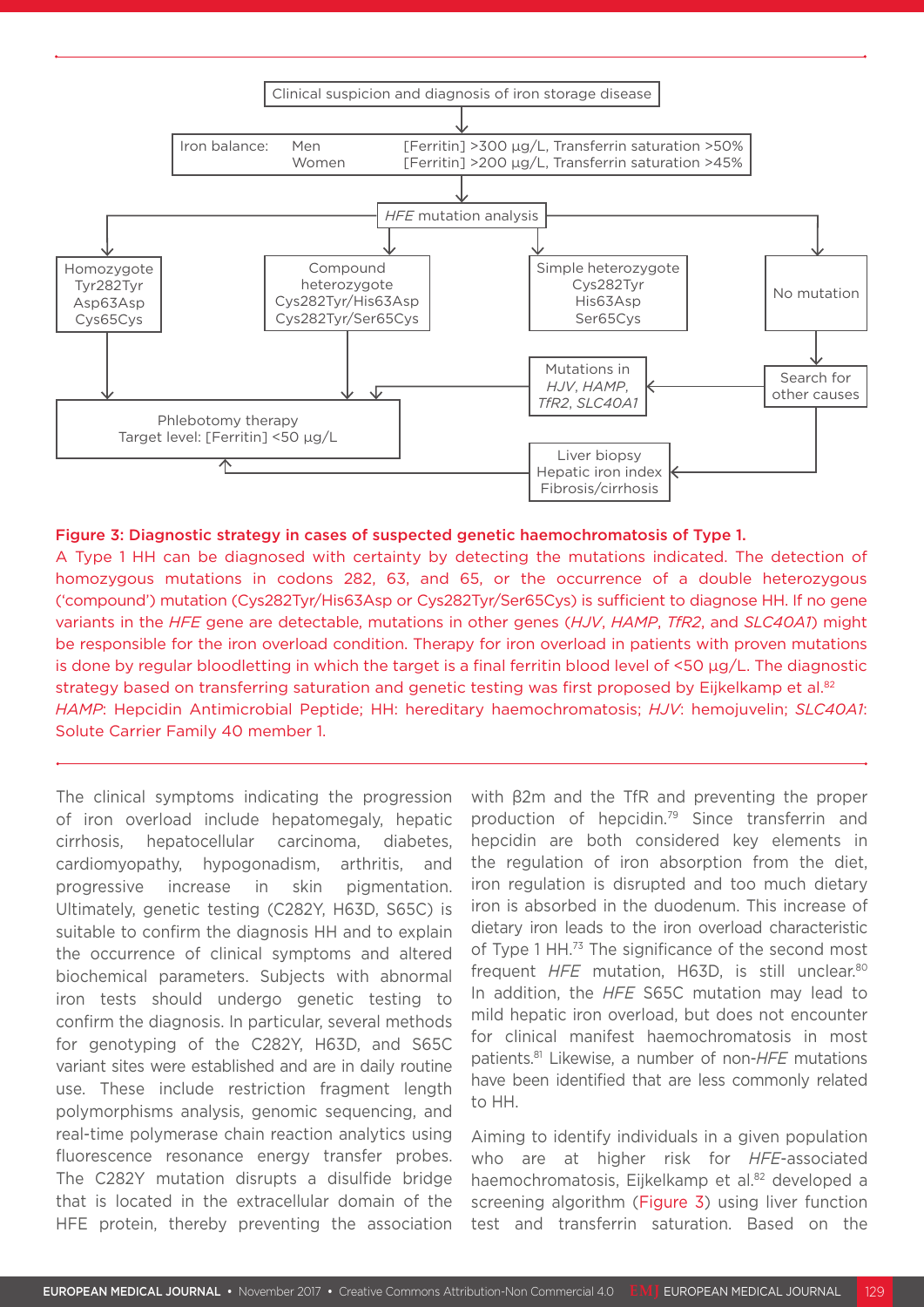Clinical suspicion and diagnosis of iron storage disease

Iron balance: Men [Ferritin] >300 µg/L, Transferrin saturation >50%
Women [Ferritin] >200 µg/L, Transferrin saturation >45%

*HFE* mutation analysis

- Homozygote: Tyr282Tyr, Asp63Asp, Cys65Cys
- Compound heterozygote: Cys282Tyr/His63Asp, Cys282Tyr/Ser65Cys
- Simple heterozygote: Cys282Tyr, His63Asp, Ser65Cys
- No mutation

Search for other causes

Mutations in *HJV*, *HAMP*, *TfR2*, *SLC40A1*

Liver biopsy: Hepatic iron index, Fibrosis/cirrhosis

Phlebotomy therapy: Target level: [Ferritin] <50 µg/L

**Figure 3: Diagnostic strategy in cases of suspected genetic haemochromatosis of Type 1.**

A Type 1 HH can be diagnosed with certainty by detecting the mutations indicated. The detection of homozygous mutations in codons 282, 63, and 65, or the occurrence of a double heterozygous ('compound') mutation (Cys282Tyr/His63Asp or Cys282Tyr/Ser65Cys) is sufficient to diagnose HH. If no gene variants in the *HFE* gene are detectable, mutations in other genes (*HJV*, *HAMP*, *TfR2*, and *SLC40A1*) might be responsible for the iron overload condition. Therapy for iron overload in patients with proven mutations is done by regular bloodletting in which the target is a final ferritin blood level of <50 µg/L. The diagnostic strategy based on transferring saturation and genetic testing was first proposed by Eijkelkamp et al.[82]

*HAMP*: Hepcidin Antimicrobial Peptide; HH: hereditary haemochromatosis; *HJV*: hemojuvelin; *SLC40A1*: Solute Carrier Family 40 member 1.

The clinical symptoms indicating the progression of iron overload include hepatomegaly, hepatic cirrhosis, hepatocellular carcinoma, diabetes, cardiomyopathy, hypogonadism, arthritis, and progressive increase in skin pigmentation. Ultimately, genetic testing (C282Y, H63D, S65C) is suitable to confirm the diagnosis HH and to explain the occurrence of clinical symptoms and altered biochemical parameters. Subjects with abnormal iron tests should undergo genetic testing to confirm the diagnosis. In particular, several methods for genotyping of the C282Y, H63D, and S65C variant sites were established and are in daily routine use. These include restriction fragment length polymorphisms analysis, genomic sequencing, and real-time polymerase chain reaction analytics using fluorescence resonance energy transfer probes. The C282Y mutation disrupts a disulfide bridge that is located in the extracellular domain of the HFE protein, thereby preventing the association with β2m and the TfR and preventing the proper production of hepcidin.[79] Since transferrin and hepcidin are both considered key elements in the regulation of iron absorption from the diet, iron regulation is disrupted and too much dietary iron is absorbed in the duodenum. This increase of dietary iron leads to the iron overload characteristic of Type 1 HH.[73] The significance of the second most frequent *HFE* mutation, H63D, is still unclear.[80] In addition, the *HFE* S65C mutation may lead to mild hepatic iron overload, but does not encounter for clinical manifest haemochromatosis in most patients.[81] Likewise, a number of non-*HFE* mutations have been identified that are less commonly related to HH.

Aiming to identify individuals in a given population who are at higher risk for *HFE*-associated haemochromatosis, Eijkelkamp et al.[82] developed a screening algorithm (Figure 3) using liver function test and transferrin saturation. Based on the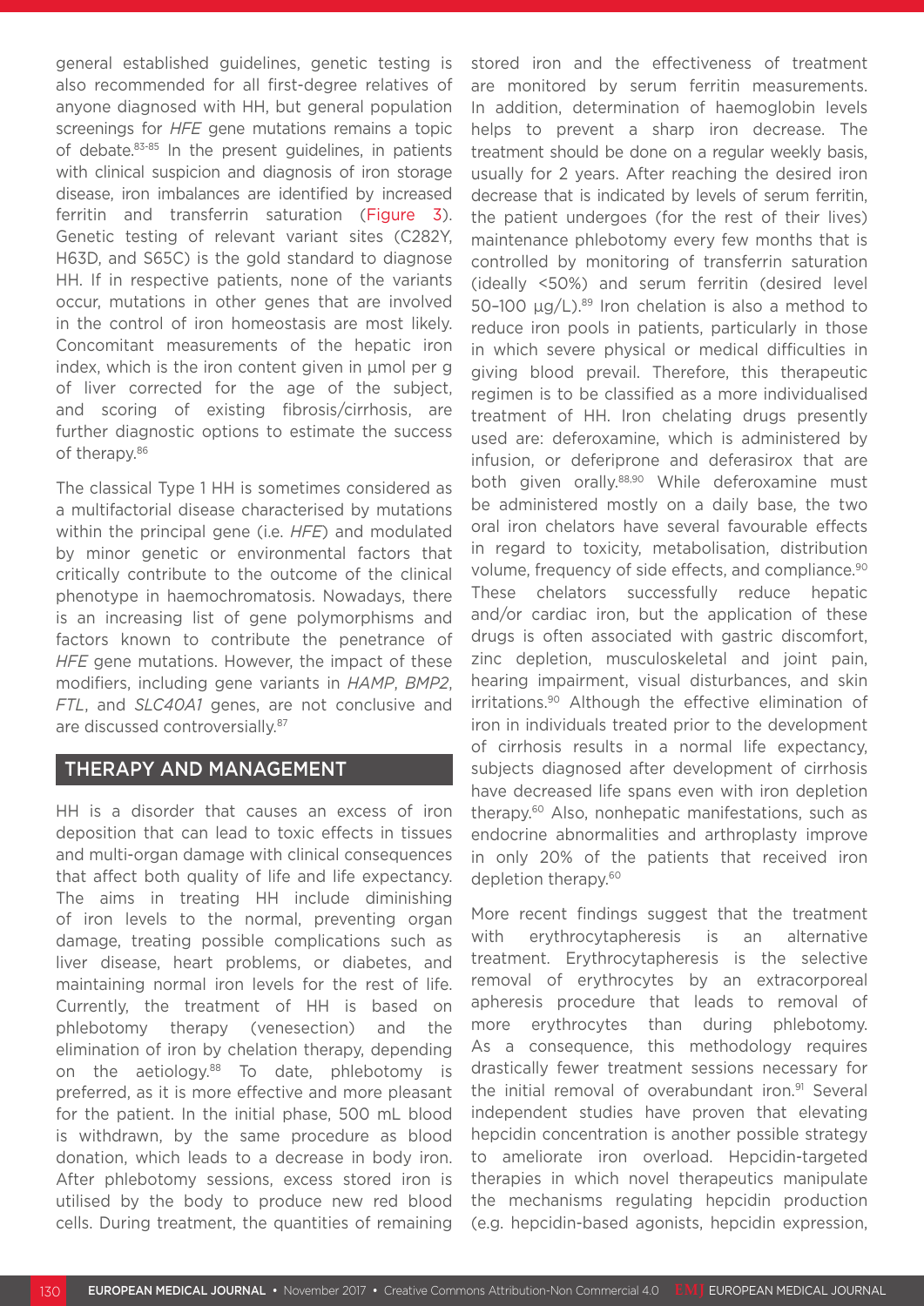general established guidelines, genetic testing is also recommended for all first-degree relatives of anyone diagnosed with HH, but general population screenings for *HFE* gene mutations remains a topic of debate.[83-85] In the present guidelines, in patients with clinical suspicion and diagnosis of iron storage disease, iron imbalances are identified by increased ferritin and transferrin saturation (Figure 3). Genetic testing of relevant variant sites (C282Y, H63D, and S65C) is the gold standard to diagnose HH. If in respective patients, none of the variants occur, mutations in other genes that are involved in the control of iron homeostasis are most likely. Concomitant measurements of the hepatic iron index, which is the iron content given in µmol per g of liver corrected for the age of the subject, and scoring of existing fibrosis/cirrhosis, are further diagnostic options to estimate the success of therapy.[86]

The classical Type 1 HH is sometimes considered as a multifactorial disease characterised by mutations within the principal gene (i.e. *HFE*) and modulated by minor genetic or environmental factors that critically contribute to the outcome of the clinical phenotype in haemochromatosis. Nowadays, there is an increasing list of gene polymorphisms and factors known to contribute the penetrance of *HFE* gene mutations. However, the impact of these modifiers, including gene variants in *HAMP*, *BMP2*, *FTL*, and *SLC40A1* genes, are not conclusive and are discussed controversially.[87]

## THERAPY AND MANAGEMENT

HH is a disorder that causes an excess of iron deposition that can lead to toxic effects in tissues and multi-organ damage with clinical consequences that affect both quality of life and life expectancy. The aims in treating HH include diminishing of iron levels to the normal, preventing organ damage, treating possible complications such as liver disease, heart problems, or diabetes, and maintaining normal iron levels for the rest of life. Currently, the treatment of HH is based on phlebotomy therapy (venesection) and the elimination of iron by chelation therapy, depending on the aetiology.[88] To date, phlebotomy is preferred, as it is more effective and more pleasant for the patient. In the initial phase, 500 mL blood is withdrawn, by the same procedure as blood donation, which leads to a decrease in body iron. After phlebotomy sessions, excess stored iron is utilised by the body to produce new red blood cells. During treatment, the quantities of remaining stored iron and the effectiveness of treatment are monitored by serum ferritin measurements. In addition, determination of haemoglobin levels helps to prevent a sharp iron decrease. The treatment should be done on a regular weekly basis, usually for 2 years. After reaching the desired iron decrease that is indicated by levels of serum ferritin, the patient undergoes (for the rest of their lives) maintenance phlebotomy every few months that is controlled by monitoring of transferrin saturation (ideally <50%) and serum ferritin (desired level 50–100 µg/L).[89] Iron chelation is also a method to reduce iron pools in patients, particularly in those in which severe physical or medical difficulties in giving blood prevail. Therefore, this therapeutic regimen is to be classified as a more individualised treatment of HH. Iron chelating drugs presently used are: deferoxamine, which is administered by infusion, or deferiprone and deferasirox that are both given orally.[88,90] While deferoxamine must be administered mostly on a daily base, the two oral iron chelators have several favourable effects in regard to toxicity, metabolisation, distribution volume, frequency of side effects, and compliance.[90] These chelators successfully reduce hepatic and/or cardiac iron, but the application of these drugs is often associated with gastric discomfort, zinc depletion, musculoskeletal and joint pain, hearing impairment, visual disturbances, and skin irritations.[90] Although the effective elimination of iron in individuals treated prior to the development of cirrhosis results in a normal life expectancy, subjects diagnosed after development of cirrhosis have decreased life spans even with iron depletion therapy.[60] Also, nonhepatic manifestations, such as endocrine abnormalities and arthroplasty improve in only 20% of the patients that received iron depletion therapy.[60]

More recent findings suggest that the treatment with erythrocytapheresis is an alternative treatment. Erythrocytapheresis is the selective removal of erythrocytes by an extracorporeal apheresis procedure that leads to removal of more erythrocytes than during phlebotomy. As a consequence, this methodology requires drastically fewer treatment sessions necessary for the initial removal of overabundant iron.[91] Several independent studies have proven that elevating hepcidin concentration is another possible strategy to ameliorate iron overload. Hepcidin-targeted therapies in which novel therapeutics manipulate the mechanisms regulating hepcidin production (e.g. hepcidin-based agonists, hepcidin expression,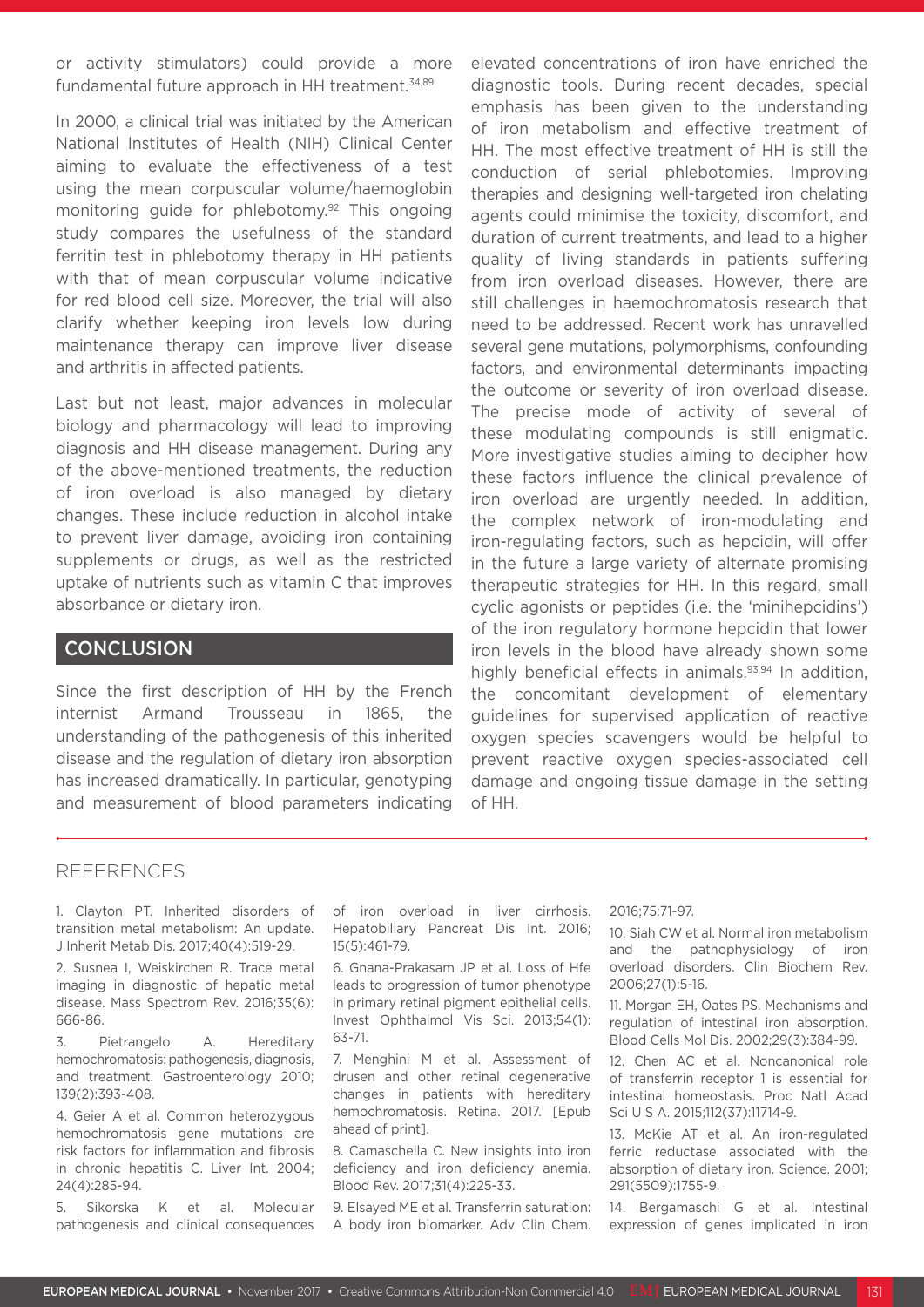or activity stimulators) could provide a more fundamental future approach in HH treatment.[34,89]

In 2000, a clinical trial was initiated by the American National Institutes of Health (NIH) Clinical Center aiming to evaluate the effectiveness of a test using the mean corpuscular volume/haemoglobin monitoring guide for phlebotomy.[92] This ongoing study compares the usefulness of the standard ferritin test in phlebotomy therapy in HH patients with that of mean corpuscular volume indicative for red blood cell size. Moreover, the trial will also clarify whether keeping iron levels low during maintenance therapy can improve liver disease and arthritis in affected patients.

Last but not least, major advances in molecular biology and pharmacology will lead to improving diagnosis and HH disease management. During any of the above-mentioned treatments, the reduction of iron overload is also managed by dietary changes. These include reduction in alcohol intake to prevent liver damage, avoiding iron containing supplements or drugs, as well as the restricted uptake of nutrients such as vitamin C that improves absorbance or dietary iron.

## CONCLUSION

Since the first description of HH by the French internist Armand Trousseau in 1865, the understanding of the pathogenesis of this inherited disease and the regulation of dietary iron absorption has increased dramatically. In particular, genotyping and measurement of blood parameters indicating elevated concentrations of iron have enriched the diagnostic tools. During recent decades, special emphasis has been given to the understanding of iron metabolism and effective treatment of HH. The most effective treatment of HH is still the conduction of serial phlebotomies. Improving therapies and designing well-targeted iron chelating agents could minimise the toxicity, discomfort, and duration of current treatments, and lead to a higher quality of living standards in patients suffering from iron overload diseases. However, there are still challenges in haemochromatosis research that need to be addressed. Recent work has unravelled several gene mutations, polymorphisms, confounding factors, and environmental determinants impacting the outcome or severity of iron overload disease. The precise mode of activity of several of these modulating compounds is still enigmatic. More investigative studies aiming to decipher how these factors influence the clinical prevalence of iron overload are urgently needed. In addition, the complex network of iron-modulating and iron-regulating factors, such as hepcidin, will offer in the future a large variety of alternate promising therapeutic strategies for HH. In this regard, small cyclic agonists or peptides (i.e. the 'minihepcidins') of the iron regulatory hormone hepcidin that lower iron levels in the blood have already shown some highly beneficial effects in animals.[93,94] In addition, the concomitant development of elementary guidelines for supervised application of reactive oxygen species scavengers would be helpful to prevent reactive oxygen species-associated cell damage and ongoing tissue damage in the setting of HH.

## REFERENCES

1. Clayton PT. Inherited disorders of transition metal metabolism: An update. J Inherit Metab Dis. 2017;40(4):519-29.

2. Susnea I, Weiskirchen R. Trace metal imaging in diagnostic of hepatic metal disease. Mass Spectrom Rev. 2016;35(6): 666-86.

3. Pietrangelo A. Hereditary hemochromatosis: pathogenesis, diagnosis, and treatment. Gastroenterology 2010; 139(2):393-408.

4. Geier A et al. Common heterozygous hemochromatosis gene mutations are risk factors for inflammation and fibrosis in chronic hepatitis C. Liver Int. 2004; 24(4):285-94.

5. Sikorska K et al. Molecular pathogenesis and clinical consequences of iron overload in liver cirrhosis. Hepatobiliary Pancreat Dis Int. 2016; 15(5):461-79.

6. Gnana-Prakasam JP et al. Loss of Hfe leads to progression of tumor phenotype in primary retinal pigment epithelial cells. Invest Ophthalmol Vis Sci. 2013;54(1): 63-71.

7. Menghini M et al. Assessment of drusen and other retinal degenerative changes in patients with hereditary hemochromatosis. Retina. 2017. [Epub ahead of print].

8. Camaschella C. New insights into iron deficiency and iron deficiency anemia. Blood Rev. 2017;31(4):225-33.

9. Elsayed ME et al. Transferrin saturation: A body iron biomarker. Adv Clin Chem. 2016;75:71-97.

10. Siah CW et al. Normal iron metabolism and the pathophysiology of iron overload disorders. Clin Biochem Rev. 2006;27(1):5-16.

11. Morgan EH, Oates PS. Mechanisms and regulation of intestinal iron absorption. Blood Cells Mol Dis. 2002;29(3):384-99.

12. Chen AC et al. Noncanonical role of transferrin receptor 1 is essential for intestinal homeostasis. Proc Natl Acad Sci U S A. 2015;112(37):11714-9.

13. McKie AT et al. An iron-regulated ferric reductase associated with the absorption of dietary iron. Science. 2001; 291(5509):1755-9.

14. Bergamaschi G et al. Intestinal expression of genes implicated in iron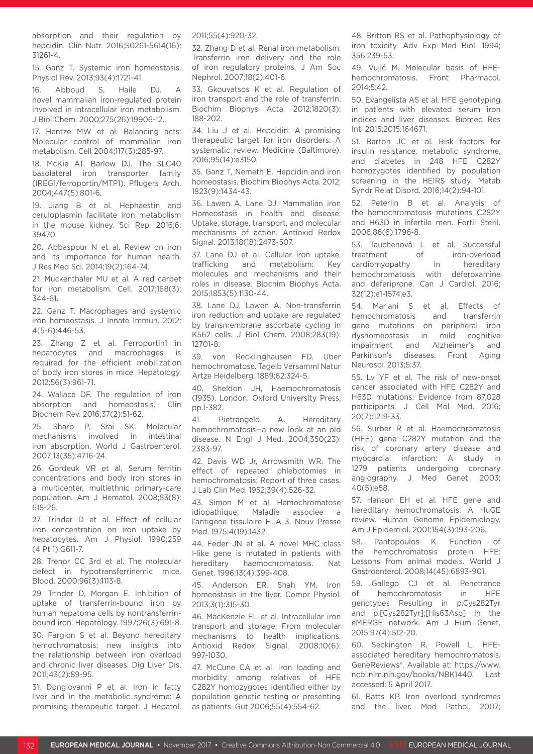absorption and their regulation by hepcidin. Clin Nutr. 2016;S0261-5614(16):31261-4.

15. Ganz T. Systemic iron homeostasis. Physiol Rev. 2013;93(4):1721-41.

16. Abboud S, Haile DJ. A novel mammalian iron-regulated protein involved in intracellular iron metabolism. J Biol Chem. 2000;275(26):19906-12.

17. Hentze MW et al. Balancing acts: Molecular control of mammalian iron metabolism. Cell 2004;117(3):285-97.

18. McKie AT, Barlow DJ. The SLC40 basolateral iron transporter family (IREG1/ferroportin/MTP1). Pflugers Arch. 2004;447(5):801-6.

19. Jiang B et al. Hephaestin and ceruloplasmin facilitate iron metabolism in the mouse kidney. Sci Rep. 2016;6:39470.

20. Abbaspour N et al. Review on iron and its importance for human health. J Res Med Sci. 2014;19(2):164-74.

21. Muckenthaler MU et al. A red carpet for iron metabolism. Cell. 2017;168(3):344-61.

22. Ganz T. Macrophages and systemic iron homeostasis. J Innate Immun. 2012;4(5-6):446-53.

23. Zhang Z et al. Ferroportin1 in hepatocytes and macrophages is required for the efficient mobilization of body iron stores in mice. Hepatology. 2012;56(3):961-71.

24. Wallace DF. The regulation of iron absorption and homeostasis. Clin Biochem Rev. 2016;37(2):51-62.

25. Sharp P, Srai SK. Molecular mechanisms involved in intestinal iron absorption. World J Gastroenterol. 2007;13(35):4716-24.

26. Gordeuk VR et al. Serum ferritin concentrations and body iron stores in a multicenter, multiethnic primary-care population. Am J Hematol. 2008;83(8):618-26.

27. Trinder D et al. Effect of cellular iron concentration on iron uptake by hepatocytes. Am J Physiol. 1990;259 (4 Pt 1):G611-7.

28. Trenor CC 3rd et al. The molecular defect in hypotransferrinemic mice. Blood. 2000;96(3):1113-8.

29. Trinder D, Morgan E. Inhibition of uptake of transferrin-bound iron by human hepatoma cells by nontransferrin-bound iron. Hepatology. 1997;26(3):691-8.

30. Fargion S et al. Beyond hereditary hemochromatosis: new insights into the relationship between iron overload and chronic liver diseases. Dig Liver Dis. 2011;43(2):89-95.

31. Dongiovanni P et al. Iron in fatty liver and in the metabolic syndrome: A promising therapeutic target. J Hepatol. 2011;55(4):920-32.

32. Zhang D et al. Renal iron metabolism: Transferrin iron delivery and the role of iron regulatory proteins. J Am Soc Nephrol. 2007;18(2):401-6.

33. Gkouvatsos K et al. Regulation of iron transport and the role of transferrin. Biochim Biophys Acta. 2012;1820(3):188-202.

34. Liu J et al. Hepcidin: A promising therapeutic target for iron disorders: A systematic review. Medicine (Baltimore). 2016;95(14):e3150.

35. Ganz T, Nemeth E. Hepcidin and iron homeostasis. Biochim Biophys Acta. 2012;1823(9):1434-43.

36. Lawen A, Lane DJ. Mammalian iron Homeostasis in health and disease: Uptake, storage, transport, and molecular mechanisms of action. Antioxid Redox Signal. 2013;18(18):2473-507.

37. Lane DJ et al. Cellular iron uptake, trafficking and metabolism: Key molecules and mechanisms and their roles in disease. Biochim Biophys Acta. 2015;1853(5):1130-44.

38. Lane DJ, Lawen A. Non-transferrin iron reduction and uptake are regulated by transmembrane ascorbate cycling in K562 cells. J Biol Chem. 2008;283(19):12701-8.

39. von Recklinghausen FD. Uber hemochromatose. Tagelb Versamml Natur Artze Heidelberg. 1889;62:324-5.

40. Sheldon JH, Haemochromatosis (1935), London: Oxford University Press, pp.1-382.

41. Pietrangelo A. Hereditary hemochromatosis--a new look at an old disease. N Engl J Med. 2004;350(23):2383-97.

42. Davis WD Jr, Arrowsmith WR. The effect of repeated phlebotomies in hemochromatosis; Report of three cases. J Lab Clin Med. 1952;39(4):526-32.

43. Simon M et al. Hemochromatose idiopathique: Maladie associee a l'antigene tissulaire HLA 3. Nouv Presse Med. 1975;4(19):1432.

44. Feder JN et al. A novel MHC class I-like gene is mutated in patients with hereditary haemochromatosis. Nat Genet. 1996;13(4):399-408.

45. Anderson ER, Shah YM. Iron homeostasis in the liver. Compr Physiol. 2013;3(1):315-30.

46. MacKenzie EL et al. Intracellular iron transport and storage: From molecular mechanisms to health implications. Antioxid Redox Signal. 2008;10(6):997-1030.

47. McCune CA et al. Iron loading and morbidity among relatives of HFE C282Y homozygotes identified either by population genetic testing or presenting as patients. Gut 2006;55(4):554-62.

48. Britton RS et al. Pathophysiology of iron toxicity. Adv Exp Med Biol. 1994;356:239-53.

49. Vujić M. Molecular basis of HFE-hemochromatosis. Front Pharmacol. 2014;5:42.

50. Evangelista AS et al. HFE genotyping in patients with elevated serum iron indices and liver diseases. Biomed Res Int. 2015;2015:164671.

51. Barton JC et al. Risk factors for insulin resistance, metabolic syndrome, and diabetes in 248 HFE C282Y homozygotes identified by population screening in the HEIRS study. Metab Syndr Relat Disord. 2016;14(2):94-101.

52. Peterlin B et al. Analysis of the hemochromatosis mutations C282Y and H63D in infertile men. Fertil Steril. 2006;86(6):1796-8.

53. Tauchenová L et al. Successful treatment of iron-overload cardiomyopathy in hereditary hemochromatosis with deferoxamine and deferiprone. Can J Cardiol. 2016;32(12):e1-1574.e3.

54. Mariani S et al. Effects of hemochromatosis and transferrin gene mutations on peripheral iron dyshomeostasis in mild cognitive impairment and Alzheimer's and Parkinson's diseases. Front Aging Neurosci. 2013;5:37.

55. Lv YF et al. The risk of new-onset cancer associated with HFE C282Y and H63D mutations: Evidence from 87,028 participants. J Cell Mol Med. 2016;20(7):1219-33.

56. Surber R et al. Haemochromatosis (HFE) gene C282Y mutation and the risk of coronary artery disease and myocardial infarction: A study in 1279 patients undergoing coronary angiography. J Med Genet. 2003;40(5):e58.

57. Hanson EH et al. HFE gene and hereditary hemochromatosis: A HuGE review. Human Genome Epidemiology. Am J Epidemiol. 2001;154(3):193-206.

58. Pantopoulos K. Function of the hemochromatosis protein HFE: Lessons from animal models. World J Gastroenterol. 2008;14(45):6893-901.

59. Gallego CJ et al. Penetrance of hemochromatosis in HFE genotypes Resulting in p.Cys282Tyr and p.[Cys282Tyr];[His63Asp] in the eMERGE network. Am J Hum Genet. 2015;97(4):512-20.

60. Seckington R, Powell L. HFE-associated hereditary hemochromatosis. GeneReviews®. Available at: https://www.ncbi.nlm.nih.gov/books/NBK1440. Last accessed: 5 April 2017.

61. Batts KP. Iron overload syndromes and the liver. Mod Pathol. 2007;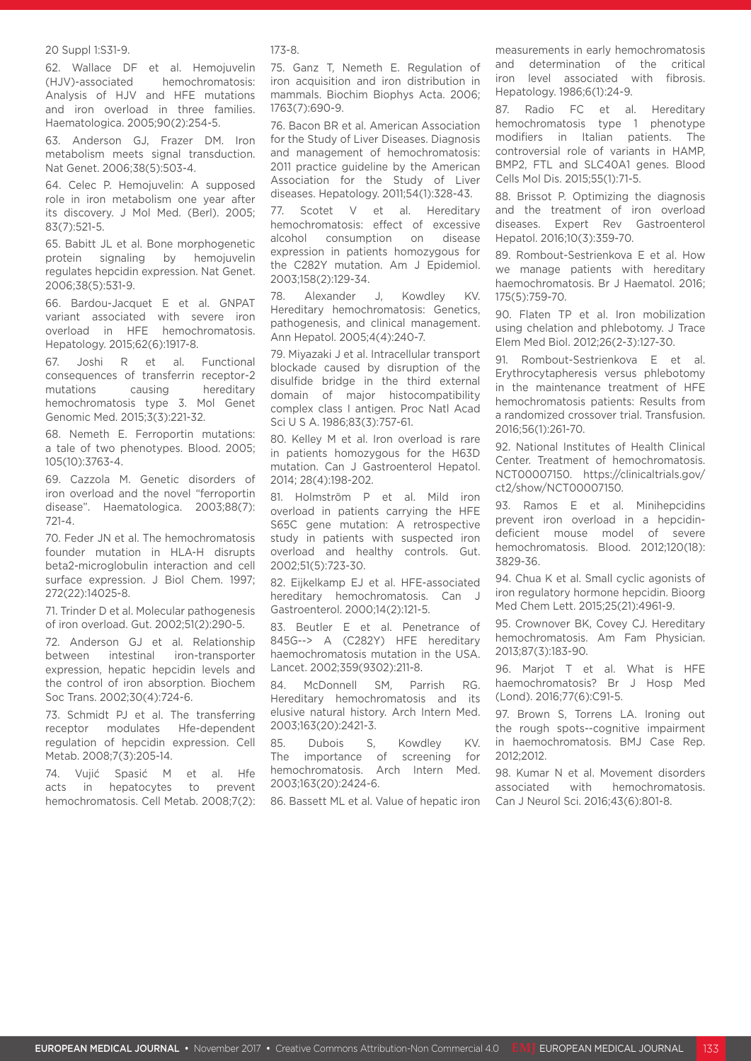20 Suppl 1:S31-9.

62. Wallace DF et al. Hemojuvelin (HJV)-associated hemochromatosis: Analysis of HJV and HFE mutations and iron overload in three families. Haematologica. 2005;90(2):254-5.

63. Anderson GJ, Frazer DM. Iron metabolism meets signal transduction. Nat Genet. 2006;38(5):503-4.

64. Celec P. Hemojuvelin: A supposed role in iron metabolism one year after its discovery. J Mol Med. (Berl). 2005; 83(7):521-5.

65. Babitt JL et al. Bone morphogenetic protein signaling by hemojuvelin regulates hepcidin expression. Nat Genet. 2006;38(5):531-9.

66. Bardou-Jacquet E et al. GNPAT variant associated with severe iron overload in HFE hemochromatosis. Hepatology. 2015;62(6):1917-8.

67. Joshi R et al. Functional consequences of transferrin receptor-2 mutations causing hereditary hemochromatosis type 3. Mol Genet Genomic Med. 2015;3(3):221-32.

68. Nemeth E. Ferroportin mutations: a tale of two phenotypes. Blood. 2005; 105(10):3763-4.

69. Cazzola M. Genetic disorders of iron overload and the novel "ferroportin disease". Haematologica. 2003;88(7): 721-4.

70. Feder JN et al. The hemochromatosis founder mutation in HLA-H disrupts beta2-microglobulin interaction and cell surface expression. J Biol Chem. 1997; 272(22):14025-8.

71. Trinder D et al. Molecular pathogenesis of iron overload. Gut. 2002;51(2):290-5.

72. Anderson GJ et al. Relationship between intestinal iron-transporter expression, hepatic hepcidin levels and the control of iron absorption. Biochem Soc Trans. 2002;30(4):724-6.

73. Schmidt PJ et al. The transferring receptor modulates Hfe-dependent regulation of hepcidin expression. Cell Metab. 2008;7(3):205-14.

74. Vujić Spasić M et al. Hfe acts in hepatocytes to prevent hemochromatosis. Cell Metab. 2008;7(2): 173-8.

75. Ganz T, Nemeth E. Regulation of iron acquisition and iron distribution in mammals. Biochim Biophys Acta. 2006; 1763(7):690-9.

76. Bacon BR et al. American Association for the Study of Liver Diseases. Diagnosis and management of hemochromatosis: 2011 practice guideline by the American Association for the Study of Liver diseases. Hepatology. 2011;54(1):328-43.

77. Scotet V et al. Hereditary hemochromatosis: effect of excessive alcohol consumption on disease expression in patients homozygous for the C282Y mutation. Am J Epidemiol. 2003;158(2):129-34.

78. Alexander J, Kowdley KV. Hereditary hemochromatosis: Genetics, pathogenesis, and clinical management. Ann Hepatol. 2005;4(4):240-7.

79. Miyazaki J et al. Intracellular transport blockade caused by disruption of the disulfide bridge in the third external domain of major histocompatibility complex class I antigen. Proc Natl Acad Sci U S A. 1986;83(3):757-61.

80. Kelley M et al. Iron overload is rare in patients homozygous for the H63D mutation. Can J Gastroenterol Hepatol. 2014; 28(4):198-202.

81. Holmström P et al. Mild iron overload in patients carrying the HFE S65C gene mutation: A retrospective study in patients with suspected iron overload and healthy controls. Gut. 2002;51(5):723-30.

82. Eijkelkamp EJ et al. HFE-associated hereditary hemochromatosis. Can J Gastroenterol. 2000;14(2):121-5.

83. Beutler E et al. Penetrance of 845G--> A (C282Y) HFE hereditary haemochromatosis mutation in the USA. Lancet. 2002;359(9302):211-8.

84. McDonnell SM, Parrish RG. Hereditary hemochromatosis and its elusive natural history. Arch Intern Med. 2003;163(20):2421-3.

85. Dubois S, Kowdley KV. The importance of screening for hemochromatosis. Arch Intern Med. 2003;163(20):2424-6.

86. Bassett ML et al. Value of hepatic iron measurements in early hemochromatosis and determination of the critical iron level associated with fibrosis. Hepatology. 1986;6(1):24-9.

87. Radio FC et al. Hereditary hemochromatosis type 1 phenotype modifiers in Italian patients. The controversial role of variants in HAMP, BMP2, FTL and SLC40A1 genes. Blood Cells Mol Dis. 2015;55(1):71-5.

88. Brissot P. Optimizing the diagnosis and the treatment of iron overload diseases. Expert Rev Gastroenterol Hepatol. 2016;10(3):359-70.

89. Rombout-Sestrienkova E et al. How we manage patients with hereditary haemochromatosis. Br J Haematol. 2016; 175(5):759-70.

90. Flaten TP et al. Iron mobilization using chelation and phlebotomy. J Trace Elem Med Biol. 2012;26(2-3):127-30.

91. Rombout-Sestrienkova E et al. Erythrocytapheresis versus phlebotomy in the maintenance treatment of HFE hemochromatosis patients: Results from a randomized crossover trial. Transfusion. 2016;56(1):261-70.

92. National Institutes of Health Clinical Center. Treatment of hemochromatosis. NCT00007150. https://clinicaltrials.gov/ct2/show/NCT00007150.

93. Ramos E et al. Minihepcidins prevent iron overload in a hepcidin-deficient mouse model of severe hemochromatosis. Blood. 2012;120(18): 3829-36.

94. Chua K et al. Small cyclic agonists of iron regulatory hormone hepcidin. Bioorg Med Chem Lett. 2015;25(21):4961-9.

95. Crownover BK, Covey CJ. Hereditary hemochromatosis. Am Fam Physician. 2013;87(3):183-90.

96. Marjot T et al. What is HFE haemochromatosis? Br J Hosp Med (Lond). 2016;77(6):C91-5.

97. Brown S, Torrens LA. Ironing out the rough spots--cognitive impairment in haemochromatosis. BMJ Case Rep. 2012;2012.

98. Kumar N et al. Movement disorders associated with hemochromatosis. Can J Neurol Sci. 2016;43(6):801-8.